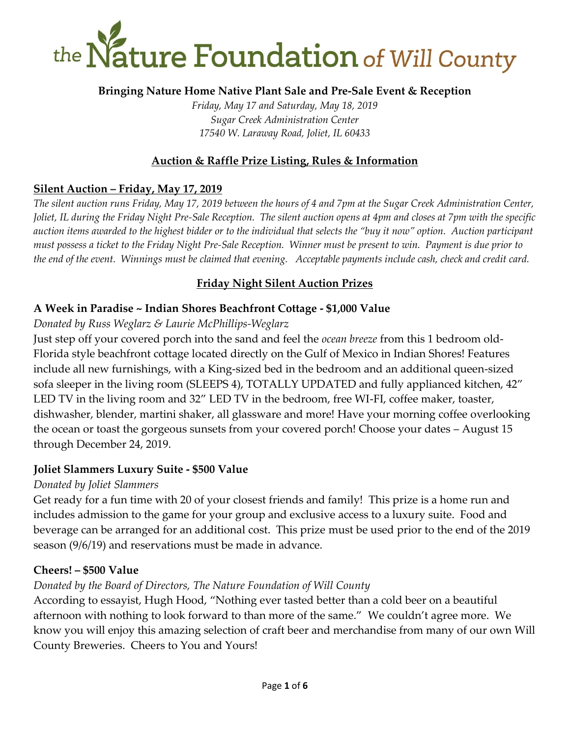# the Nature Foundation of Will County

**Bringing Nature Home Native Plant Sale and Pre-Sale Event & Reception**

*Friday, May 17 and Saturday, May 18, 2019*
*Sugar Creek Administration Center*
*17540 W. Laraway Road, Joliet, IL 60433*

## Auction & Raffle Prize Listing, Rules & Information

### Silent Auction – Friday, May 17, 2019

*The silent auction runs Friday, May 17, 2019 between the hours of 4 and 7pm at the Sugar Creek Administration Center, Joliet, IL during the Friday Night Pre-Sale Reception. The silent auction opens at 4pm and closes at 7pm with the specific auction items awarded to the highest bidder or to the individual that selects the "buy it now" option. Auction participant must possess a ticket to the Friday Night Pre-Sale Reception. Winner must be present to win. Payment is due prior to the end of the event. Winnings must be claimed that evening. Acceptable payments include cash, check and credit card.*

## Friday Night Silent Auction Prizes

### A Week in Paradise ~ Indian Shores Beachfront Cottage - $1,000 Value

*Donated by Russ Weglarz & Laurie McPhillips-Weglarz*

Just step off your covered porch into the sand and feel the *ocean breeze* from this 1 bedroom old-Florida style beachfront cottage located directly on the Gulf of Mexico in Indian Shores! Features include all new furnishings, with a King-sized bed in the bedroom and an additional queen-sized sofa sleeper in the living room (SLEEPS 4), TOTALLY UPDATED and fully applianced kitchen, 42" LED TV in the living room and 32" LED TV in the bedroom, free WI-FI, coffee maker, toaster, dishwasher, blender, martini shaker, all glassware and more! Have your morning coffee overlooking the ocean or toast the gorgeous sunsets from your covered porch! Choose your dates – August 15 through December 24, 2019.

### Joliet Slammers Luxury Suite - $500 Value

*Donated by Joliet Slammers*

Get ready for a fun time with 20 of your closest friends and family! This prize is a home run and includes admission to the game for your group and exclusive access to a luxury suite. Food and beverage can be arranged for an additional cost. This prize must be used prior to the end of the 2019 season (9/6/19) and reservations must be made in advance.

### Cheers! – $500 Value

*Donated by the Board of Directors, The Nature Foundation of Will County*

According to essayist, Hugh Hood, "Nothing ever tasted better than a cold beer on a beautiful afternoon with nothing to look forward to than more of the same." We couldn't agree more. We know you will enjoy this amazing selection of craft beer and merchandise from many of our own Will County Breweries. Cheers to You and Yours!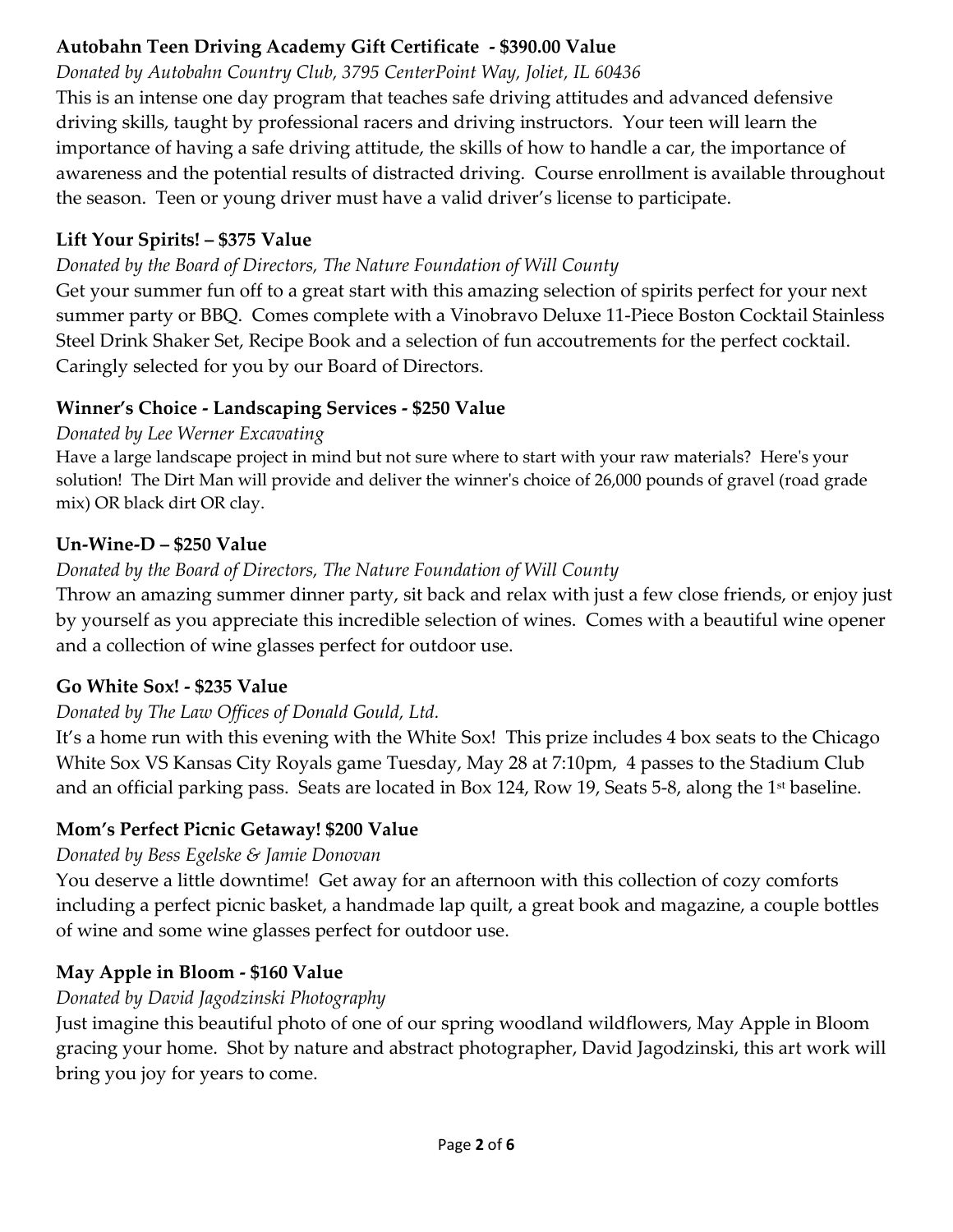**Autobahn Teen Driving Academy Gift Certificate - $390.00 Value**

*Donated by Autobahn Country Club, 3795 CenterPoint Way, Joliet, IL 60436*

This is an intense one day program that teaches safe driving attitudes and advanced defensive driving skills, taught by professional racers and driving instructors. Your teen will learn the importance of having a safe driving attitude, the skills of how to handle a car, the importance of awareness and the potential results of distracted driving. Course enrollment is available throughout the season. Teen or young driver must have a valid driver's license to participate.

**Lift Your Spirits! – $375 Value**

*Donated by the Board of Directors, The Nature Foundation of Will County*

Get your summer fun off to a great start with this amazing selection of spirits perfect for your next summer party or BBQ. Comes complete with a Vinobravo Deluxe 11-Piece Boston Cocktail Stainless Steel Drink Shaker Set, Recipe Book and a selection of fun accoutrements for the perfect cocktail. Caringly selected for you by our Board of Directors.

**Winner's Choice - Landscaping Services - $250 Value**

*Donated by Lee Werner Excavating*

Have a large landscape project in mind but not sure where to start with your raw materials? Here's your solution! The Dirt Man will provide and deliver the winner's choice of 26,000 pounds of gravel (road grade mix) OR black dirt OR clay.

**Un-Wine-D – $250 Value**

*Donated by the Board of Directors, The Nature Foundation of Will County*

Throw an amazing summer dinner party, sit back and relax with just a few close friends, or enjoy just by yourself as you appreciate this incredible selection of wines. Comes with a beautiful wine opener and a collection of wine glasses perfect for outdoor use.

**Go White Sox! - $235 Value**

*Donated by The Law Offices of Donald Gould, Ltd.*

It's a home run with this evening with the White Sox! This prize includes 4 box seats to the Chicago White Sox VS Kansas City Royals game Tuesday, May 28 at 7:10pm, 4 passes to the Stadium Club and an official parking pass. Seats are located in Box 124, Row 19, Seats 5-8, along the 1st baseline.

**Mom's Perfect Picnic Getaway! $200 Value**

*Donated by Bess Egelske & Jamie Donovan*

You deserve a little downtime! Get away for an afternoon with this collection of cozy comforts including a perfect picnic basket, a handmade lap quilt, a great book and magazine, a couple bottles of wine and some wine glasses perfect for outdoor use.

**May Apple in Bloom - $160 Value**

*Donated by David Jagodzinski Photography*

Just imagine this beautiful photo of one of our spring woodland wildflowers, May Apple in Bloom gracing your home. Shot by nature and abstract photographer, David Jagodzinski, this art work will bring you joy for years to come.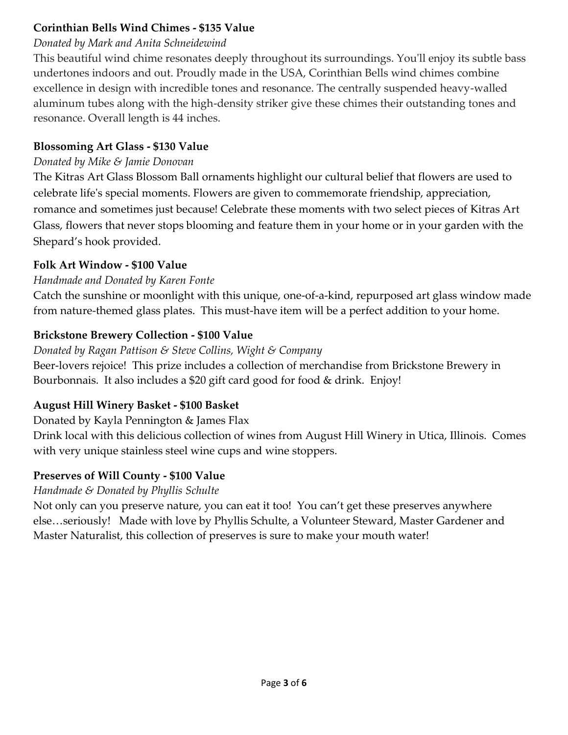**Corinthian Bells Wind Chimes - $135 Value**

*Donated by Mark and Anita Schneidewind*

This beautiful wind chime resonates deeply throughout its surroundings. You'll enjoy its subtle bass undertones indoors and out. Proudly made in the USA, Corinthian Bells wind chimes combine excellence in design with incredible tones and resonance. The centrally suspended heavy-walled aluminum tubes along with the high-density striker give these chimes their outstanding tones and resonance. Overall length is 44 inches.

**Blossoming Art Glass - $130 Value**

*Donated by Mike & Jamie Donovan*

The Kitras Art Glass Blossom Ball ornaments highlight our cultural belief that flowers are used to celebrate life's special moments. Flowers are given to commemorate friendship, appreciation, romance and sometimes just because! Celebrate these moments with two select pieces of Kitras Art Glass, flowers that never stops blooming and feature them in your home or in your garden with the Shepard's hook provided.

**Folk Art Window - $100 Value**

*Handmade and Donated by Karen Fonte*

Catch the sunshine or moonlight with this unique, one-of-a-kind, repurposed art glass window made from nature-themed glass plates. This must-have item will be a perfect addition to your home.

**Brickstone Brewery Collection - $100 Value**

*Donated by Ragan Pattison & Steve Collins, Wight & Company*

Beer-lovers rejoice! This prize includes a collection of merchandise from Brickstone Brewery in Bourbonnais. It also includes a $20 gift card good for food & drink. Enjoy!

**August Hill Winery Basket - $100 Basket**

Donated by Kayla Pennington & James Flax

Drink local with this delicious collection of wines from August Hill Winery in Utica, Illinois. Comes with very unique stainless steel wine cups and wine stoppers.

**Preserves of Will County - $100 Value**

*Handmade & Donated by Phyllis Schulte*

Not only can you preserve nature, you can eat it too! You can't get these preserves anywhere else…seriously! Made with love by Phyllis Schulte, a Volunteer Steward, Master Gardener and Master Naturalist, this collection of preserves is sure to make your mouth water!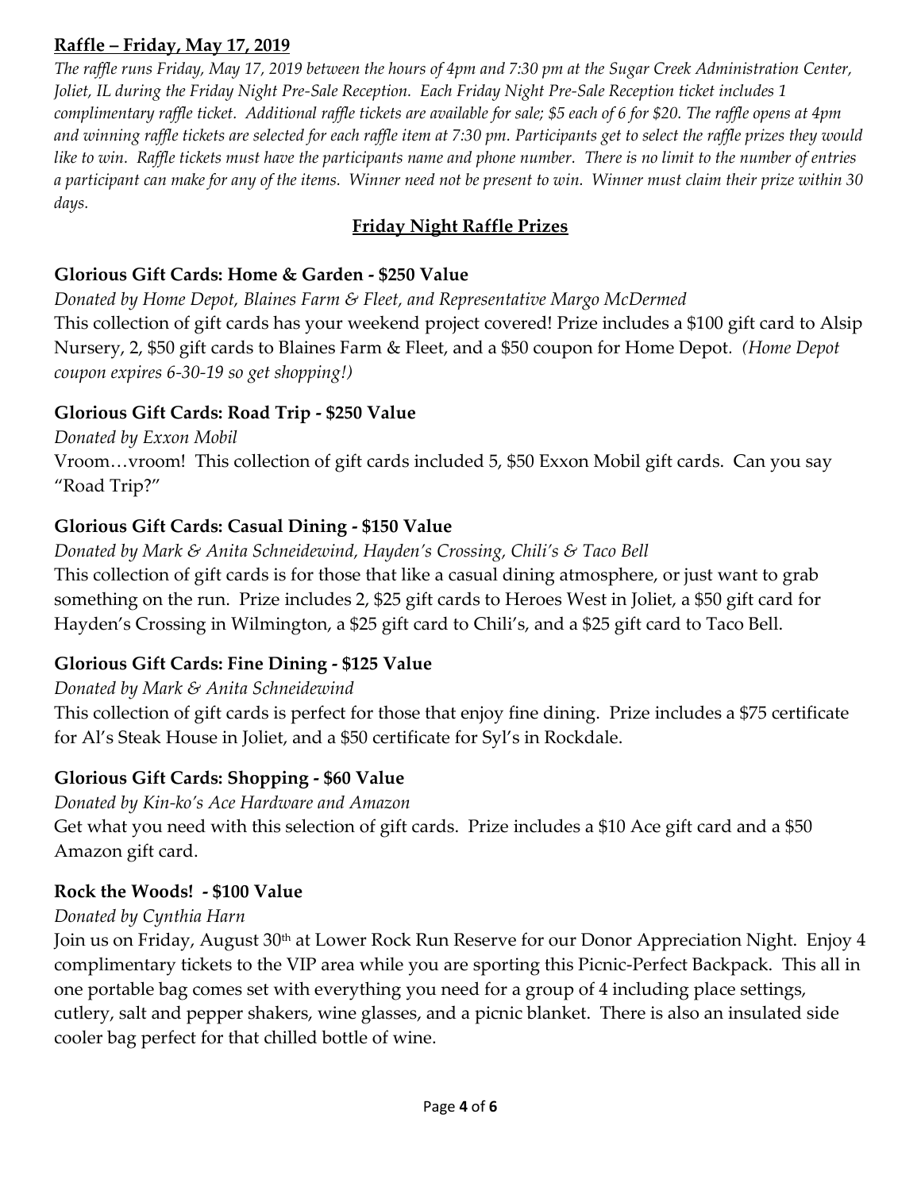**Raffle – Friday, May 17, 2019**

*The raffle runs Friday, May 17, 2019 between the hours of 4pm and 7:30 pm at the Sugar Creek Administration Center, Joliet, IL during the Friday Night Pre-Sale Reception. Each Friday Night Pre-Sale Reception ticket includes 1 complimentary raffle ticket. Additional raffle tickets are available for sale; $5 each of 6 for $20. The raffle opens at 4pm and winning raffle tickets are selected for each raffle item at 7:30 pm. Participants get to select the raffle prizes they would like to win. Raffle tickets must have the participants name and phone number. There is no limit to the number of entries a participant can make for any of the items. Winner need not be present to win. Winner must claim their prize within 30 days.*

## Friday Night Raffle Prizes

### Glorious Gift Cards: Home & Garden - $250 Value

*Donated by Home Depot, Blaines Farm & Fleet, and Representative Margo McDermed*

This collection of gift cards has your weekend project covered! Prize includes a $100 gift card to Alsip Nursery, 2, $50 gift cards to Blaines Farm & Fleet, and a $50 coupon for Home Depot. *(Home Depot coupon expires 6-30-19 so get shopping!)*

### Glorious Gift Cards: Road Trip - $250 Value

*Donated by Exxon Mobil*

Vroom…vroom! This collection of gift cards included 5, $50 Exxon Mobil gift cards. Can you say "Road Trip?"

### Glorious Gift Cards: Casual Dining - $150 Value

*Donated by Mark & Anita Schneidewind, Hayden's Crossing, Chili's & Taco Bell*

This collection of gift cards is for those that like a casual dining atmosphere, or just want to grab something on the run. Prize includes 2, $25 gift cards to Heroes West in Joliet, a $50 gift card for Hayden's Crossing in Wilmington, a $25 gift card to Chili's, and a $25 gift card to Taco Bell.

### Glorious Gift Cards: Fine Dining - $125 Value

*Donated by Mark & Anita Schneidewind*

This collection of gift cards is perfect for those that enjoy fine dining. Prize includes a $75 certificate for Al's Steak House in Joliet, and a $50 certificate for Syl's in Rockdale.

### Glorious Gift Cards: Shopping - $60 Value

*Donated by Kin-ko's Ace Hardware and Amazon*

Get what you need with this selection of gift cards. Prize includes a $10 Ace gift card and a $50 Amazon gift card.

### Rock the Woods! - $100 Value

*Donated by Cynthia Harn*

Join us on Friday, August 30th at Lower Rock Run Reserve for our Donor Appreciation Night. Enjoy 4 complimentary tickets to the VIP area while you are sporting this Picnic-Perfect Backpack. This all in one portable bag comes set with everything you need for a group of 4 including place settings, cutlery, salt and pepper shakers, wine glasses, and a picnic blanket. There is also an insulated side cooler bag perfect for that chilled bottle of wine.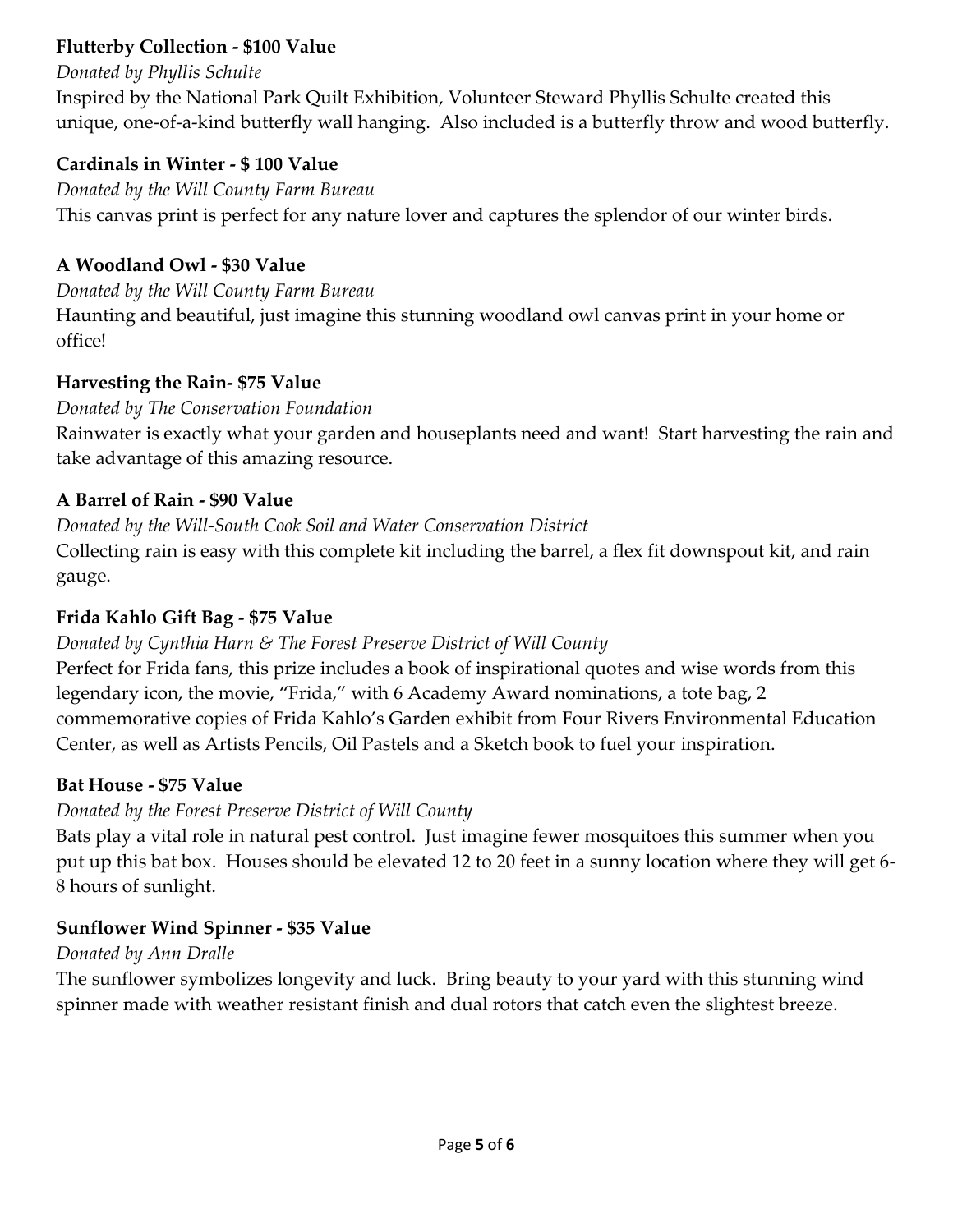**Flutterby Collection - $100 Value**

*Donated by Phyllis Schulte*

Inspired by the National Park Quilt Exhibition, Volunteer Steward Phyllis Schulte created this unique, one-of-a-kind butterfly wall hanging. Also included is a butterfly throw and wood butterfly.

**Cardinals in Winter - $ 100 Value**

*Donated by the Will County Farm Bureau*

This canvas print is perfect for any nature lover and captures the splendor of our winter birds.

**A Woodland Owl - $30 Value**

*Donated by the Will County Farm Bureau*

Haunting and beautiful, just imagine this stunning woodland owl canvas print in your home or office!

**Harvesting the Rain- $75 Value**

*Donated by The Conservation Foundation*

Rainwater is exactly what your garden and houseplants need and want! Start harvesting the rain and take advantage of this amazing resource.

**A Barrel of Rain - $90 Value**

*Donated by the Will-South Cook Soil and Water Conservation District*

Collecting rain is easy with this complete kit including the barrel, a flex fit downspout kit, and rain gauge.

**Frida Kahlo Gift Bag - $75 Value**

*Donated by Cynthia Harn & The Forest Preserve District of Will County*

Perfect for Frida fans, this prize includes a book of inspirational quotes and wise words from this legendary icon, the movie, "Frida," with 6 Academy Award nominations, a tote bag, 2 commemorative copies of Frida Kahlo's Garden exhibit from Four Rivers Environmental Education Center, as well as Artists Pencils, Oil Pastels and a Sketch book to fuel your inspiration.

**Bat House - $75 Value**

*Donated by the Forest Preserve District of Will County*

Bats play a vital role in natural pest control. Just imagine fewer mosquitoes this summer when you put up this bat box. Houses should be elevated 12 to 20 feet in a sunny location where they will get 6-8 hours of sunlight.

**Sunflower Wind Spinner - $35 Value**

*Donated by Ann Dralle*

The sunflower symbolizes longevity and luck. Bring beauty to your yard with this stunning wind spinner made with weather resistant finish and dual rotors that catch even the slightest breeze.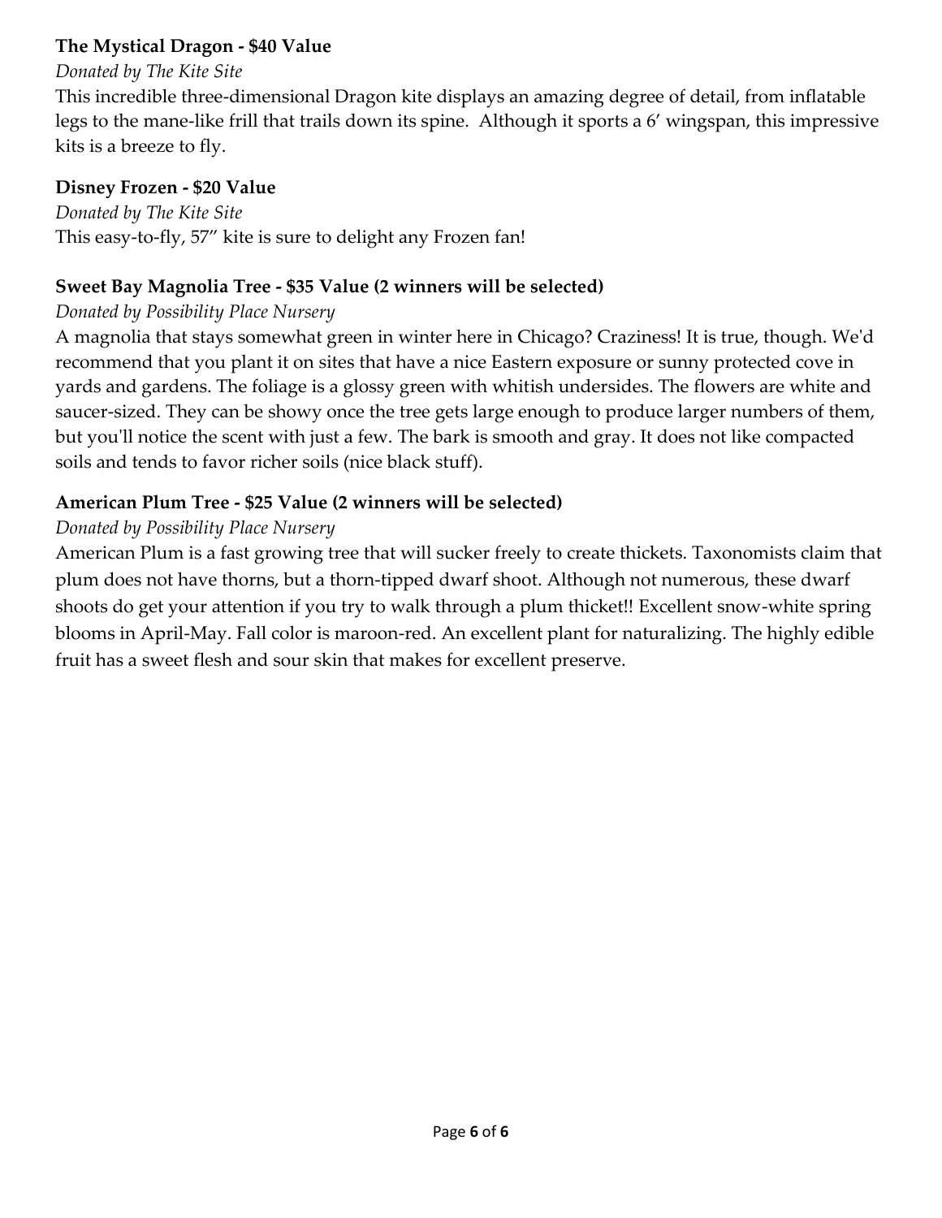**The Mystical Dragon - $40 Value**

*Donated by The Kite Site*

This incredible three-dimensional Dragon kite displays an amazing degree of detail, from inflatable legs to the mane-like frill that trails down its spine. Although it sports a 6' wingspan, this impressive kits is a breeze to fly.

**Disney Frozen - $20 Value**

*Donated by The Kite Site*

This easy-to-fly, 57" kite is sure to delight any Frozen fan!

**Sweet Bay Magnolia Tree - $35 Value (2 winners will be selected)**

*Donated by Possibility Place Nursery*

A magnolia that stays somewhat green in winter here in Chicago? Craziness! It is true, though. We'd recommend that you plant it on sites that have a nice Eastern exposure or sunny protected cove in yards and gardens. The foliage is a glossy green with whitish undersides. The flowers are white and saucer-sized. They can be showy once the tree gets large enough to produce larger numbers of them, but you'll notice the scent with just a few. The bark is smooth and gray. It does not like compacted soils and tends to favor richer soils (nice black stuff).

**American Plum Tree - $25 Value (2 winners will be selected)**

*Donated by Possibility Place Nursery*

American Plum is a fast growing tree that will sucker freely to create thickets. Taxonomists claim that plum does not have thorns, but a thorn-tipped dwarf shoot. Although not numerous, these dwarf shoots do get your attention if you try to walk through a plum thicket!! Excellent snow-white spring blooms in April-May. Fall color is maroon-red. An excellent plant for naturalizing. The highly edible fruit has a sweet flesh and sour skin that makes for excellent preserve.